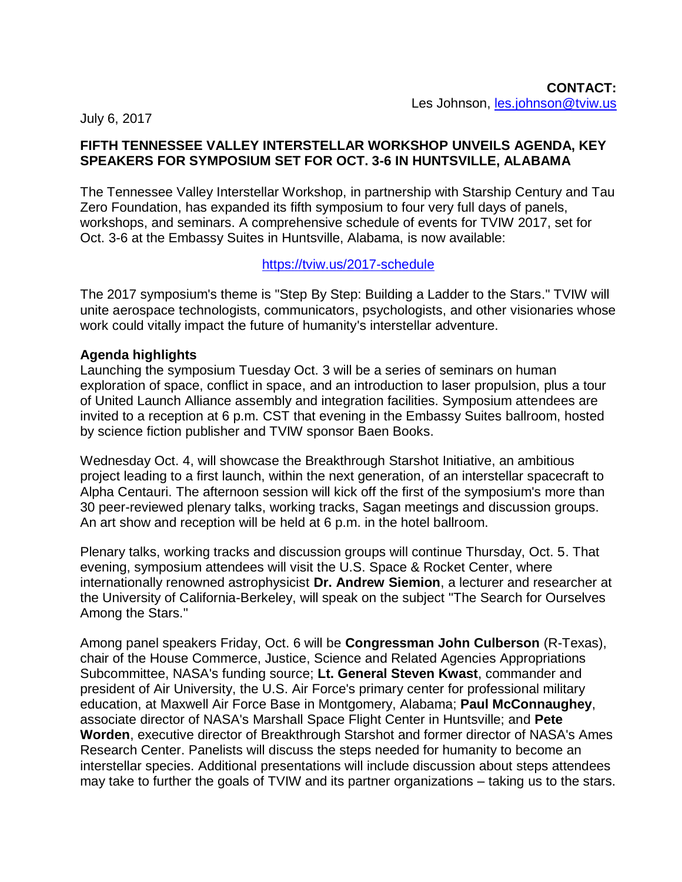**CONTACT:**
Les Johnson, les.johnson@tviw.us

July 6, 2017

**FIFTH TENNESSEE VALLEY INTERSTELLAR WORKSHOP UNVEILS AGENDA, KEY SPEAKERS FOR SYMPOSIUM SET FOR OCT. 3-6 IN HUNTSVILLE, ALABAMA**

The Tennessee Valley Interstellar Workshop, in partnership with Starship Century and Tau Zero Foundation, has expanded its fifth symposium to four very full days of panels, workshops, and seminars. A comprehensive schedule of events for TVIW 2017, set for Oct. 3-6 at the Embassy Suites in Huntsville, Alabama, is now available:

https://tviw.us/2017-schedule

The 2017 symposium's theme is "Step By Step: Building a Ladder to the Stars." TVIW will unite aerospace technologists, communicators, psychologists, and other visionaries whose work could vitally impact the future of humanity's interstellar adventure.

**Agenda highlights**

Launching the symposium Tuesday Oct. 3 will be a series of seminars on human exploration of space, conflict in space, and an introduction to laser propulsion, plus a tour of United Launch Alliance assembly and integration facilities. Symposium attendees are invited to a reception at 6 p.m. CST that evening in the Embassy Suites ballroom, hosted by science fiction publisher and TVIW sponsor Baen Books.

Wednesday Oct. 4, will showcase the Breakthrough Starshot Initiative, an ambitious project leading to a first launch, within the next generation, of an interstellar spacecraft to Alpha Centauri. The afternoon session will kick off the first of the symposium's more than 30 peer-reviewed plenary talks, working tracks, Sagan meetings and discussion groups. An art show and reception will be held at 6 p.m. in the hotel ballroom.

Plenary talks, working tracks and discussion groups will continue Thursday, Oct. 5. That evening, symposium attendees will visit the U.S. Space & Rocket Center, where internationally renowned astrophysicist **Dr. Andrew Siemion**, a lecturer and researcher at the University of California-Berkeley, will speak on the subject "The Search for Ourselves Among the Stars."

Among panel speakers Friday, Oct. 6 will be **Congressman John Culberson** (R-Texas), chair of the House Commerce, Justice, Science and Related Agencies Appropriations Subcommittee, NASA's funding source; **Lt. General Steven Kwast**, commander and president of Air University, the U.S. Air Force's primary center for professional military education, at Maxwell Air Force Base in Montgomery, Alabama; **Paul McConnaughey**, associate director of NASA's Marshall Space Flight Center in Huntsville; and **Pete Worden**, executive director of Breakthrough Starshot and former director of NASA's Ames Research Center. Panelists will discuss the steps needed for humanity to become an interstellar species. Additional presentations will include discussion about steps attendees may take to further the goals of TVIW and its partner organizations – taking us to the stars.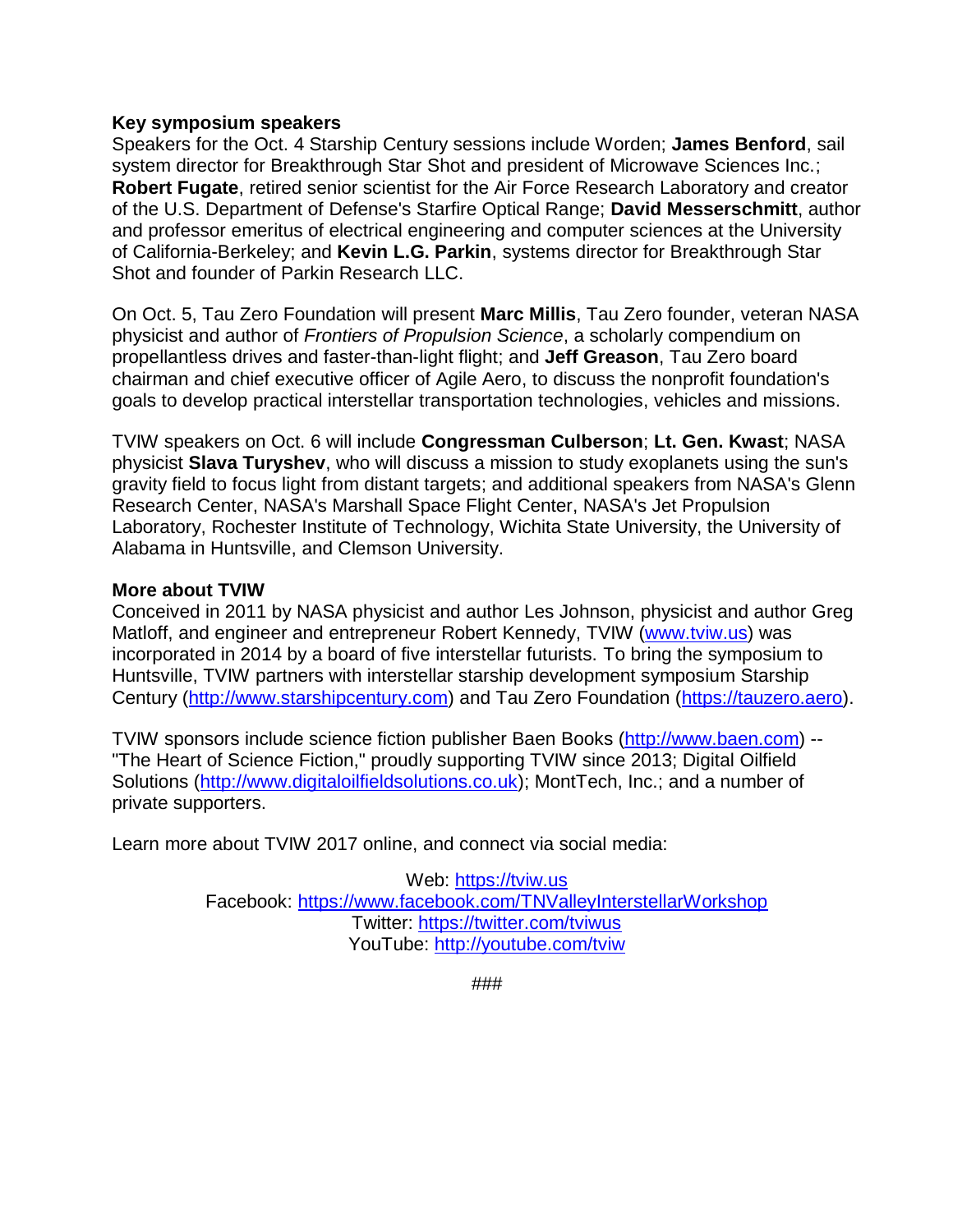**Key symposium speakers**

Speakers for the Oct. 4 Starship Century sessions include Worden; **James Benford**, sail system director for Breakthrough Star Shot and president of Microwave Sciences Inc.; **Robert Fugate**, retired senior scientist for the Air Force Research Laboratory and creator of the U.S. Department of Defense's Starfire Optical Range; **David Messerschmitt**, author and professor emeritus of electrical engineering and computer sciences at the University of California-Berkeley; and **Kevin L.G. Parkin**, systems director for Breakthrough Star Shot and founder of Parkin Research LLC.

On Oct. 5, Tau Zero Foundation will present **Marc Millis**, Tau Zero founder, veteran NASA physicist and author of *Frontiers of Propulsion Science*, a scholarly compendium on propellantless drives and faster-than-light flight; and **Jeff Greason**, Tau Zero board chairman and chief executive officer of Agile Aero, to discuss the nonprofit foundation's goals to develop practical interstellar transportation technologies, vehicles and missions.

TVIW speakers on Oct. 6 will include **Congressman Culberson**; **Lt. Gen. Kwast**; NASA physicist **Slava Turyshev**, who will discuss a mission to study exoplanets using the sun's gravity field to focus light from distant targets; and additional speakers from NASA's Glenn Research Center, NASA's Marshall Space Flight Center, NASA's Jet Propulsion Laboratory, Rochester Institute of Technology, Wichita State University, the University of Alabama in Huntsville, and Clemson University.

**More about TVIW**

Conceived in 2011 by NASA physicist and author Les Johnson, physicist and author Greg Matloff, and engineer and entrepreneur Robert Kennedy, TVIW ([www.tviw.us](www.tviw.us)) was incorporated in 2014 by a board of five interstellar futurists. To bring the symposium to Huntsville, TVIW partners with interstellar starship development symposium Starship Century ([http://www.starshipcentury.com](http://www.starshipcentury.com)) and Tau Zero Foundation ([https://tauzero.aero](https://tauzero.aero)).

TVIW sponsors include science fiction publisher Baen Books ([http://www.baen.com](http://www.baen.com)) -- "The Heart of Science Fiction," proudly supporting TVIW since 2013; Digital Oilfield Solutions ([http://www.digitaloilfieldsolutions.co.uk](http://www.digitaloilfieldsolutions.co.uk)); MontTech, Inc.; and a number of private supporters.

Learn more about TVIW 2017 online, and connect via social media:

Web: [https://tviw.us](https://tviw.us)
Facebook: [https://www.facebook.com/TNValleyInterstellarWorkshop](https://www.facebook.com/TNValleyInterstellarWorkshop)
Twitter: [https://twitter.com/tviwus](https://twitter.com/tviwus)
YouTube: [http://youtube.com/tviw](http://youtube.com/tviw)

###